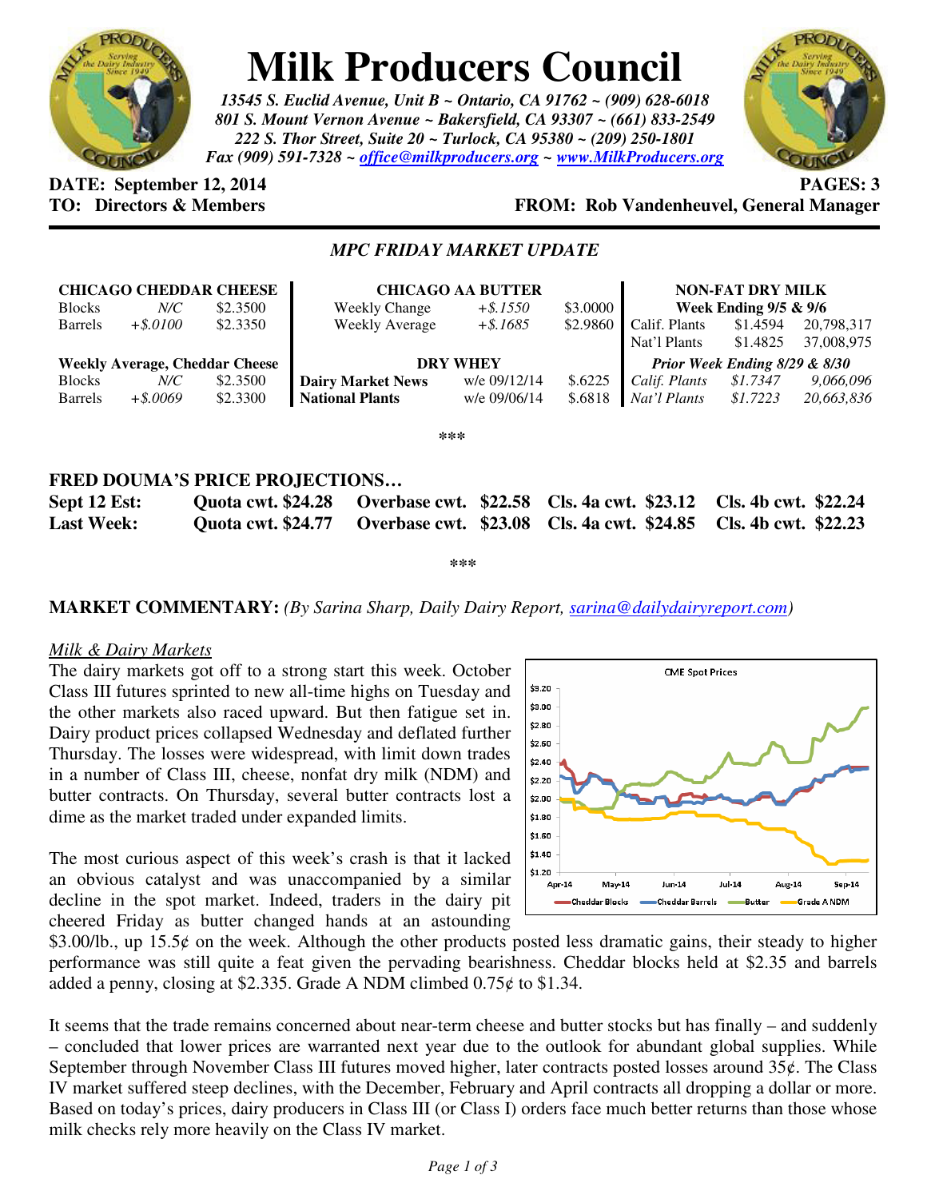# Milk Producers Council

*13545 S. Euclid Avenue, Unit B ~ Ontario, CA 91762 ~ (909) 628-6018*
*801 S. Mount Vernon Avenue ~ Bakersfield, CA 93307 ~ (661) 833-2549*
*222 S. Thor Street, Suite 20 ~ Turlock, CA 95380 ~ (209) 250-1801*
*Fax (909) 591-7328 ~ office@milkproducers.org ~ www.MilkProducers.org*

**DATE: September 12, 2014** **PAGES: 3**
**TO: Directors & Members** **FROM: Rob Vandenheuvel, General Manager**

## *MPC FRIDAY MARKET UPDATE*

| **CHICAGO CHEDDAR CHEESE** | | | **CHICAGO AA BUTTER** | | | **NON-FAT DRY MILK** | | |
|---|---|---|---|---|---|---|---|---|
| | | | | | | **Week Ending 9/5 & 9/6** | | |
| Blocks | *N/C* | $2.3500 | Weekly Change | *+$.1550* | $3.0000 | Calif. Plants | $1.4594 | 20,798,317 |
| Barrels | *+$.0100* | $2.3350 | Weekly Average | *+$.1685* | $2.9860 | Nat'l Plants | $1.4825 | 37,008,975 |
| **Weekly Average, Cheddar Cheese** | | | **DRY WHEY** | | | ***Prior Week Ending 8/29 & 8/30*** | | |
| Blocks | *N/C* | $2.3500 | **Dairy Market News** | w/e 09/12/14 | $.6225 | *Calif. Plants* | *$1.7347* | *9,066,096* |
| Barrels | *+$.0069* | $2.3300 | **National Plants** | w/e 09/06/14 | $.6818 | *Nat'l Plants* | *$1.7223* | *20,663,836* |

***

**FRED DOUMA'S PRICE PROJECTIONS…**

| | | | | |
|---|---|---|---|---|
| **Sept 12 Est:** | **Quota cwt. $24.28** | **Overbase cwt. $22.58** | **Cls. 4a cwt. $23.12** | **Cls. 4b cwt. $22.24** |
| **Last Week:** | **Quota cwt. $24.77** | **Overbase cwt. $23.08** | **Cls. 4a cwt. $24.85** | **Cls. 4b cwt. $22.23** |

***

**MARKET COMMENTARY:** *(By Sarina Sharp, Daily Dairy Report, sarina@dailydairyreport.com)*

*Milk & Dairy Markets*

The dairy markets got off to a strong start this week. October Class III futures sprinted to new all-time highs on Tuesday and the other markets also raced upward. But then fatigue set in. Dairy product prices collapsed Wednesday and deflated further Thursday. The losses were widespread, with limit down trades in a number of Class III, cheese, nonfat dry milk (NDM) and butter contracts. On Thursday, several butter contracts lost a dime as the market traded under expanded limits.

The most curious aspect of this week's crash is that it lacked an obvious catalyst and was unaccompanied by a similar decline in the spot market. Indeed, traders in the dairy pit cheered Friday as butter changed hands at an astounding $3.00/lb., up 15.5¢ on the week. Although the other products posted less dramatic gains, their steady to higher performance was still quite a feat given the pervading bearishness. Cheddar blocks held at $2.35 and barrels added a penny, closing at $2.335. Grade A NDM climbed 0.75¢ to $1.34.

It seems that the trade remains concerned about near-term cheese and butter stocks but has finally – and suddenly – concluded that lower prices are warranted next year due to the outlook for abundant global supplies. While September through November Class III futures moved higher, later contracts posted losses around 35¢. The Class IV market suffered steep declines, with the December, February and April contracts all dropping a dollar or more. Based on today's prices, dairy producers in Class III (or Class I) orders face much better returns than those whose milk checks rely more heavily on the Class IV market.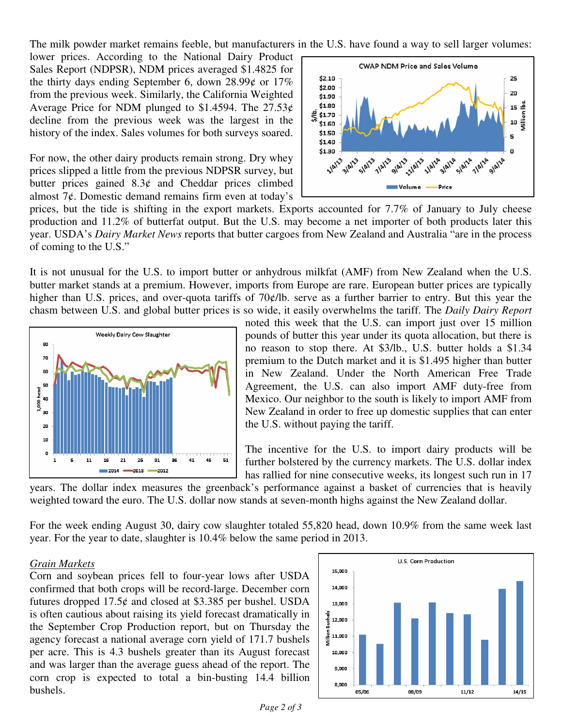The milk powder market remains feeble, but manufacturers in the U.S. have found a way to sell larger volumes: lower prices. According to the National Dairy Product Sales Report (NDPSR), NDM prices averaged $1.4825 for the thirty days ending September 6, down 28.99¢ or 17% from the previous week. Similarly, the California Weighted Average Price for NDM plunged to $1.4594. The 27.53¢ decline from the previous week was the largest in the history of the index. Sales volumes for both surveys soared.

For now, the other dairy products remain strong. Dry whey prices slipped a little from the previous NDPSR survey, but butter prices gained 8.3¢ and Cheddar prices climbed almost 7¢. Domestic demand remains firm even at today's prices, but the tide is shifting in the export markets. Exports accounted for 7.7% of January to July cheese production and 11.2% of butterfat output. But the U.S. may become a net importer of both products later this year. USDA's *Dairy Market News* reports that butter cargoes from New Zealand and Australia "are in the process of coming to the U.S."

It is not unusual for the U.S. to import butter or anhydrous milkfat (AMF) from New Zealand when the U.S. butter market stands at a premium. However, imports from Europe are rare. European butter prices are typically higher than U.S. prices, and over-quota tariffs of 70¢/lb. serve as a further barrier to entry. But this year the chasm between U.S. and global butter prices is so wide, it easily overwhelms the tariff. The *Daily Dairy Report* noted this week that the U.S. can import just over 15 million pounds of butter this year under its quota allocation, but there is no reason to stop there. At $3/lb., U.S. butter holds a $1.34 premium to the Dutch market and it is $1.495 higher than butter in New Zealand. Under the North American Free Trade Agreement, the U.S. can also import AMF duty-free from Mexico. Our neighbor to the south is likely to import AMF from New Zealand in order to free up domestic supplies that can enter the U.S. without paying the tariff.

The incentive for the U.S. to import dairy products will be further bolstered by the currency markets. The U.S. dollar index has rallied for nine consecutive weeks, its longest such run in 17 years. The dollar index measures the greenback's performance against a basket of currencies that is heavily weighted toward the euro. The U.S. dollar now stands at seven-month highs against the New Zealand dollar.

For the week ending August 30, dairy cow slaughter totaled 55,820 head, down 10.9% from the same week last year. For the year to date, slaughter is 10.4% below the same period in 2013.

*Grain Markets*

Corn and soybean prices fell to four-year lows after USDA confirmed that both crops will be record-large. December corn futures dropped 17.5¢ and closed at $3.385 per bushel. USDA is often cautious about raising its yield forecast dramatically in the September Crop Production report, but on Thursday the agency forecast a national average corn yield of 171.7 bushels per acre. This is 4.3 bushels greater than its August forecast and was larger than the average guess ahead of the report. The corn crop is expected to total a bin-busting 14.4 billion bushels.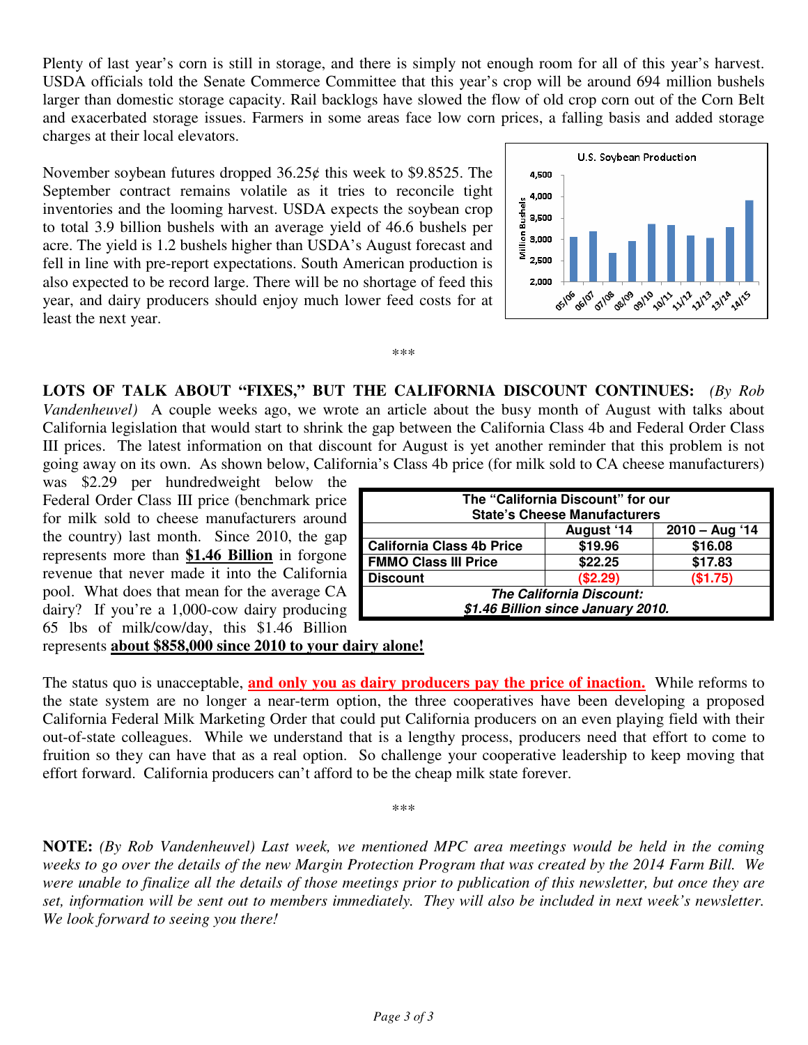Plenty of last year's corn is still in storage, and there is simply not enough room for all of this year's harvest. USDA officials told the Senate Commerce Committee that this year's crop will be around 694 million bushels larger than domestic storage capacity. Rail backlogs have slowed the flow of old crop corn out of the Corn Belt and exacerbated storage issues. Farmers in some areas face low corn prices, a falling basis and added storage charges at their local elevators.

November soybean futures dropped 36.25¢ this week to $9.8525. The September contract remains volatile as it tries to reconcile tight inventories and the looming harvest. USDA expects the soybean crop to total 3.9 billion bushels with an average yield of 46.6 bushels per acre. The yield is 1.2 bushels higher than USDA's August forecast and fell in line with pre-report expectations. South American production is also expected to be record large. There will be no shortage of feed this year, and dairy producers should enjoy much lower feed costs for at least the next year.

U.S. Soybean Production

Million Bushels

4,500
4,000
3,500
3,000
2,500
2,000

05/06 06/07 07/08 08/09 09/10 10/11 11/12 12/13 13/14 14/15

\*\*\*

**LOTS OF TALK ABOUT "FIXES," BUT THE CALIFORNIA DISCOUNT CONTINUES:** *(By Rob Vandenheuvel)* A couple weeks ago, we wrote an article about the busy month of August with talks about California legislation that would start to shrink the gap between the California Class 4b and Federal Order Class III prices. The latest information on that discount for August is yet another reminder that this problem is not going away on its own. As shown below, California's Class 4b price (for milk sold to CA cheese manufacturers) was $2.29 per hundredweight below the Federal Order Class III price (benchmark price for milk sold to cheese manufacturers around the country) last month. Since 2010, the gap represents more than **$1.46 Billion** in forgone revenue that never made it into the California pool. What does that mean for the average CA dairy? If you're a 1,000-cow dairy producing 65 lbs of milk/cow/day, this $1.46 Billion represents **about $858,000 since 2010 to your dairy alone!**

| The "California Discount" for our State's Cheese Manufacturers | | |
|---|---|---|
| | **August '14** | **2010 – Aug '14** |
| **California Class 4b Price** | **$19.96** | **$16.08** |
| **FMMO Class III Price** | **$22.25** | **$17.83** |
| **Discount** | **($2.29)** | **($1.75)** |
| ***The California Discount: $1.46 Billion since January 2010.*** | | |

The status quo is unacceptable, **and only you as dairy producers pay the price of inaction.** While reforms to the state system are no longer a near-term option, the three cooperatives have been developing a proposed California Federal Milk Marketing Order that could put California producers on an even playing field with their out-of-state colleagues. While we understand that is a lengthy process, producers need that effort to come to fruition so they can have that as a real option. So challenge your cooperative leadership to keep moving that effort forward. California producers can't afford to be the cheap milk state forever.

\*\*\*

**NOTE:** *(By Rob Vandenheuvel) Last week, we mentioned MPC area meetings would be held in the coming weeks to go over the details of the new Margin Protection Program that was created by the 2014 Farm Bill. We were unable to finalize all the details of those meetings prior to publication of this newsletter, but once they are set, information will be sent out to members immediately. They will also be included in next week's newsletter. We look forward to seeing you there!*